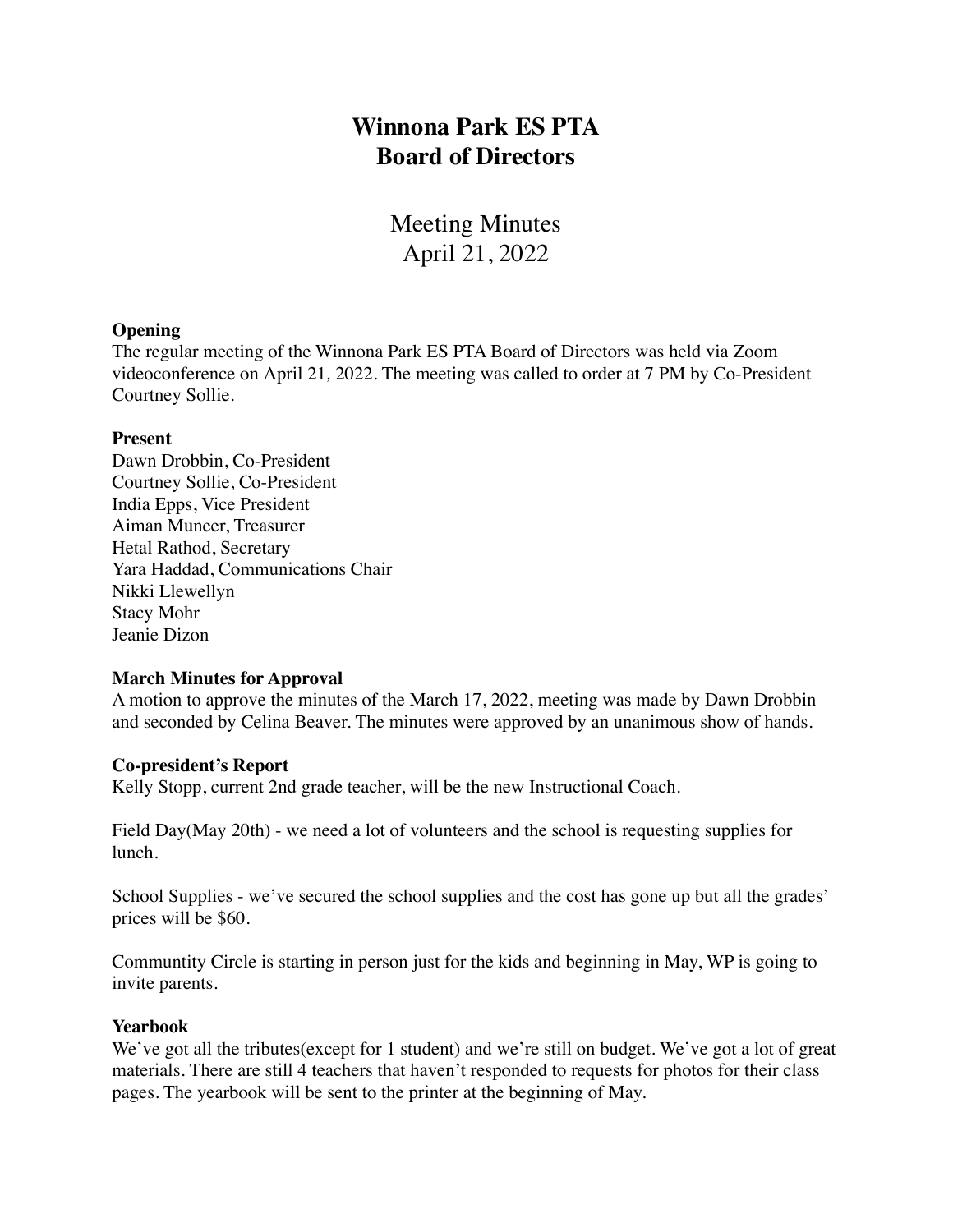# Winnona Park ES PTA
# Board of Directors

## Meeting Minutes
## April 21, 2022

**Opening**

The regular meeting of the Winnona Park ES PTA Board of Directors was held via Zoom videoconference on April 21, 2022. The meeting was called to order at 7 PM by Co-President Courtney Sollie.

**Present**

Dawn Drobbin, Co-President
Courtney Sollie, Co-President
India Epps, Vice President
Aiman Muneer, Treasurer
Hetal Rathod, Secretary
Yara Haddad, Communications Chair
Nikki Llewellyn
Stacy Mohr
Jeanie Dizon

**March Minutes for Approval**

A motion to approve the minutes of the March 17, 2022, meeting was made by Dawn Drobbin and seconded by Celina Beaver. The minutes were approved by an unanimous show of hands.

**Co-president's Report**

Kelly Stopp, current 2nd grade teacher, will be the new Instructional Coach.

Field Day(May 20th) - we need a lot of volunteers and the school is requesting supplies for lunch.

School Supplies - we've secured the school supplies and the cost has gone up but all the grades' prices will be $60.

Communtity Circle is starting in person just for the kids and beginning in May, WP is going to invite parents.

**Yearbook**

We've got all the tributes(except for 1 student) and we're still on budget. We've got a lot of great materials. There are still 4 teachers that haven't responded to requests for photos for their class pages. The yearbook will be sent to the printer at the beginning of May.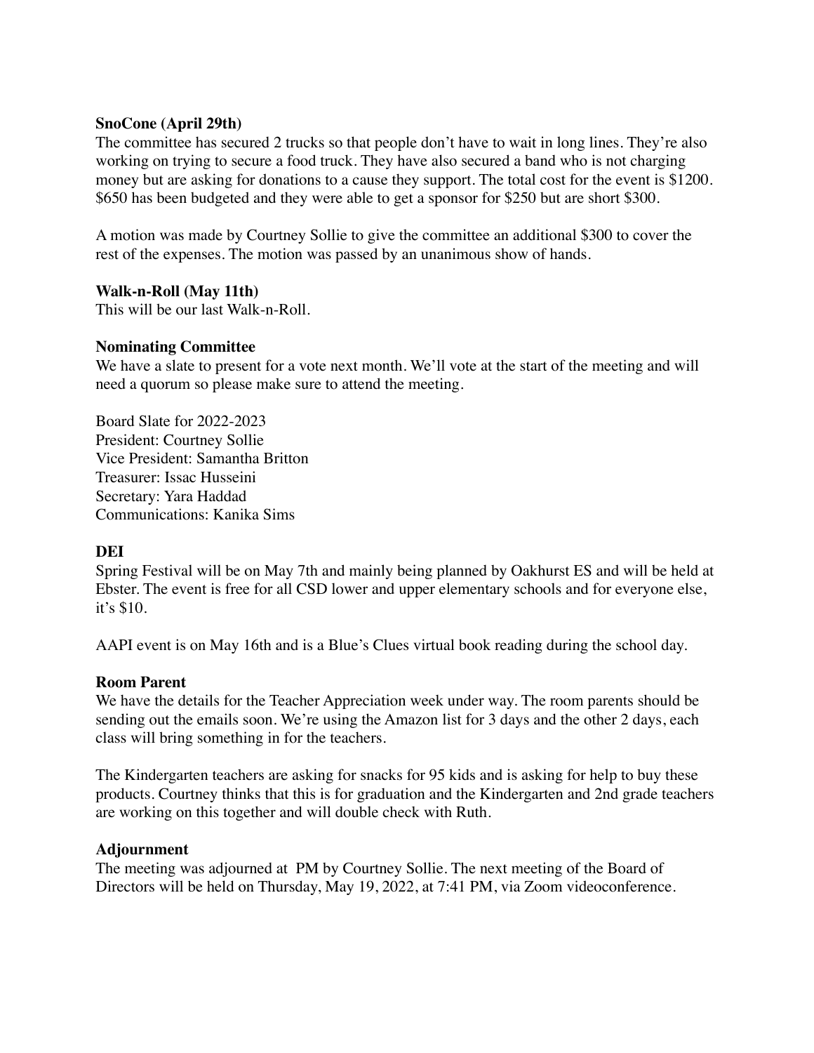**SnoCone (April 29th)**
The committee has secured 2 trucks so that people don't have to wait in long lines. They're also working on trying to secure a food truck. They have also secured a band who is not charging money but are asking for donations to a cause they support. The total cost for the event is $1200. $650 has been budgeted and they were able to get a sponsor for $250 but are short $300.

A motion was made by Courtney Sollie to give the committee an additional $300 to cover the rest of the expenses. The motion was passed by an unanimous show of hands.

**Walk-n-Roll (May 11th)**
This will be our last Walk-n-Roll.

**Nominating Committee**
We have a slate to present for a vote next month. We'll vote at the start of the meeting and will need a quorum so please make sure to attend the meeting.

Board Slate for 2022-2023
President: Courtney Sollie
Vice President: Samantha Britton
Treasurer: Issac Husseini
Secretary: Yara Haddad
Communications: Kanika Sims

**DEI**
Spring Festival will be on May 7th and mainly being planned by Oakhurst ES and will be held at Ebster. The event is free for all CSD lower and upper elementary schools and for everyone else, it's $10.

AAPI event is on May 16th and is a Blue's Clues virtual book reading during the school day.

**Room Parent**
We have the details for the Teacher Appreciation week under way. The room parents should be sending out the emails soon. We're using the Amazon list for 3 days and the other 2 days, each class will bring something in for the teachers.

The Kindergarten teachers are asking for snacks for 95 kids and is asking for help to buy these products. Courtney thinks that this is for graduation and the Kindergarten and 2nd grade teachers are working on this together and will double check with Ruth.

**Adjournment**
The meeting was adjourned at  PM by Courtney Sollie. The next meeting of the Board of Directors will be held on Thursday, May 19, 2022, at 7:41 PM, via Zoom videoconference.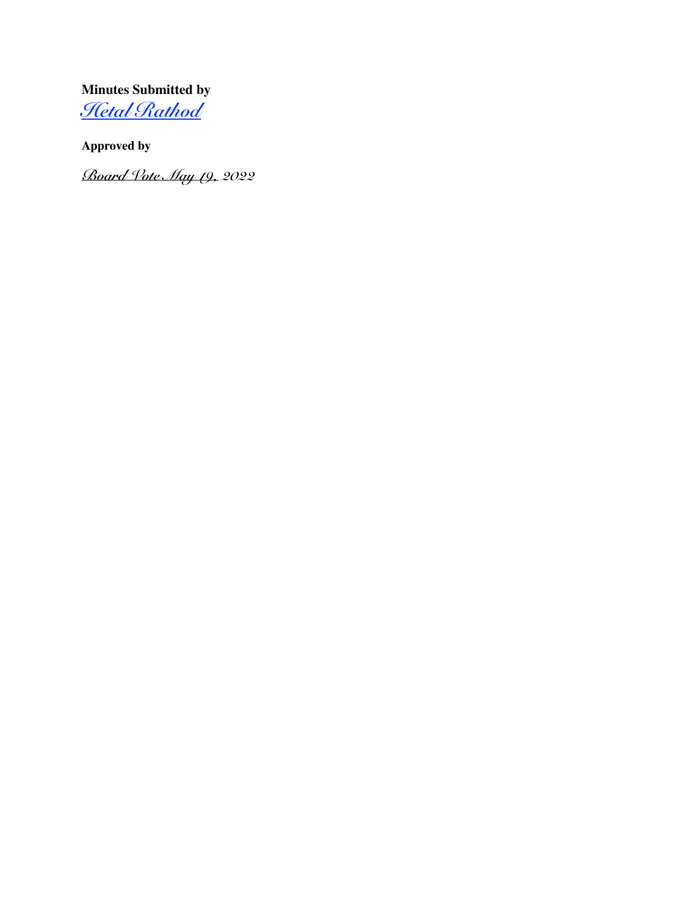**Minutes Submitted by**

*Hetal Rathod*

**Approved by**

*Board Vote May 19, 2022*